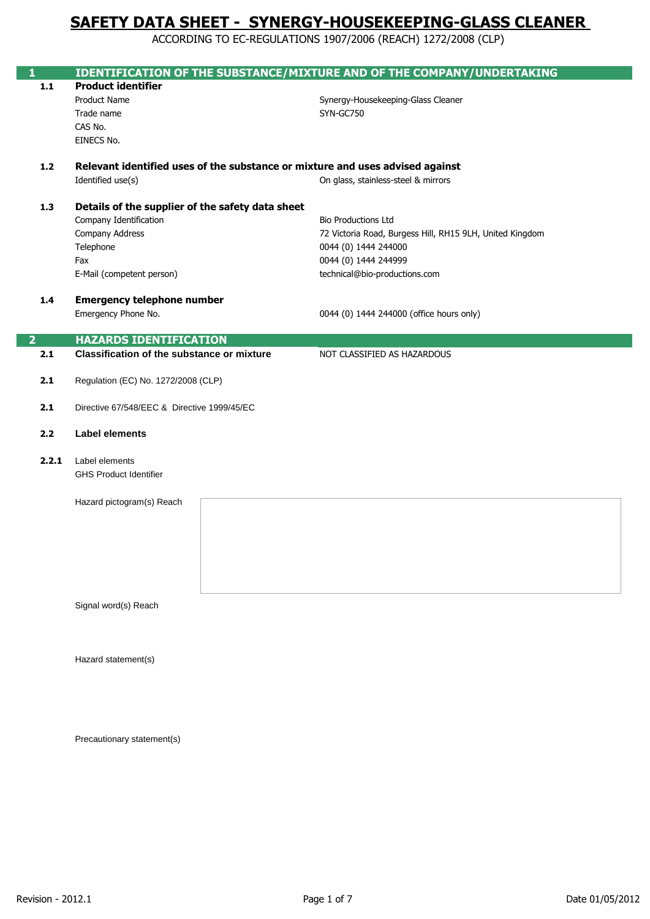# SAFETY DATA SHEET - SYNERGY-HOUSEKEEPING-GLASS CLEANER

ACCORDING TO EC-REGULATIONS 1907/2006 (REACH) 1272/2008 (CLP)

## 1 IDENTIFICATION OF THE SUBSTANCE/MIXTURE AND OF THE COMPANY/UNDERTAKING

### 1.1 Product identifier

| | |
|---|---|
| Product Name | Synergy-Housekeeping-Glass Cleaner |
| Trade name | SYN-GC750 |
| CAS No. | |
| EINECS No. | |

### 1.2 Relevant identified uses of the substance or mixture and uses advised against

| | |
|---|---|
| Identified use(s) | On glass, stainless-steel & mirrors |

### 1.3 Details of the supplier of the safety data sheet

| | |
|---|---|
| Company Identification | Bio Productions Ltd |
| Company Address | 72 Victoria Road, Burgess Hill, RH15 9LH, United Kingdom |
| Telephone | 0044 (0) 1444 244000 |
| Fax | 0044 (0) 1444 244999 |
| E-Mail (competent person) | technical@bio-productions.com |

### 1.4 Emergency telephone number

| | |
|---|---|
| Emergency Phone No. | 0044 (0) 1444 244000 (office hours only) |

## 2 HAZARDS IDENTIFICATION

**2.1 Classification of the substance or mixture** NOT CLASSIFIED AS HAZARDOUS

**2.1** Regulation (EC) No. 1272/2008 (CLP)

**2.1** Directive 67/548/EEC & Directive 1999/45/EC

### 2.2 Label elements

**2.2.1** Label elements

GHS Product Identifier

Hazard pictogram(s) Reach

Signal word(s) Reach

Hazard statement(s)

Precautionary statement(s)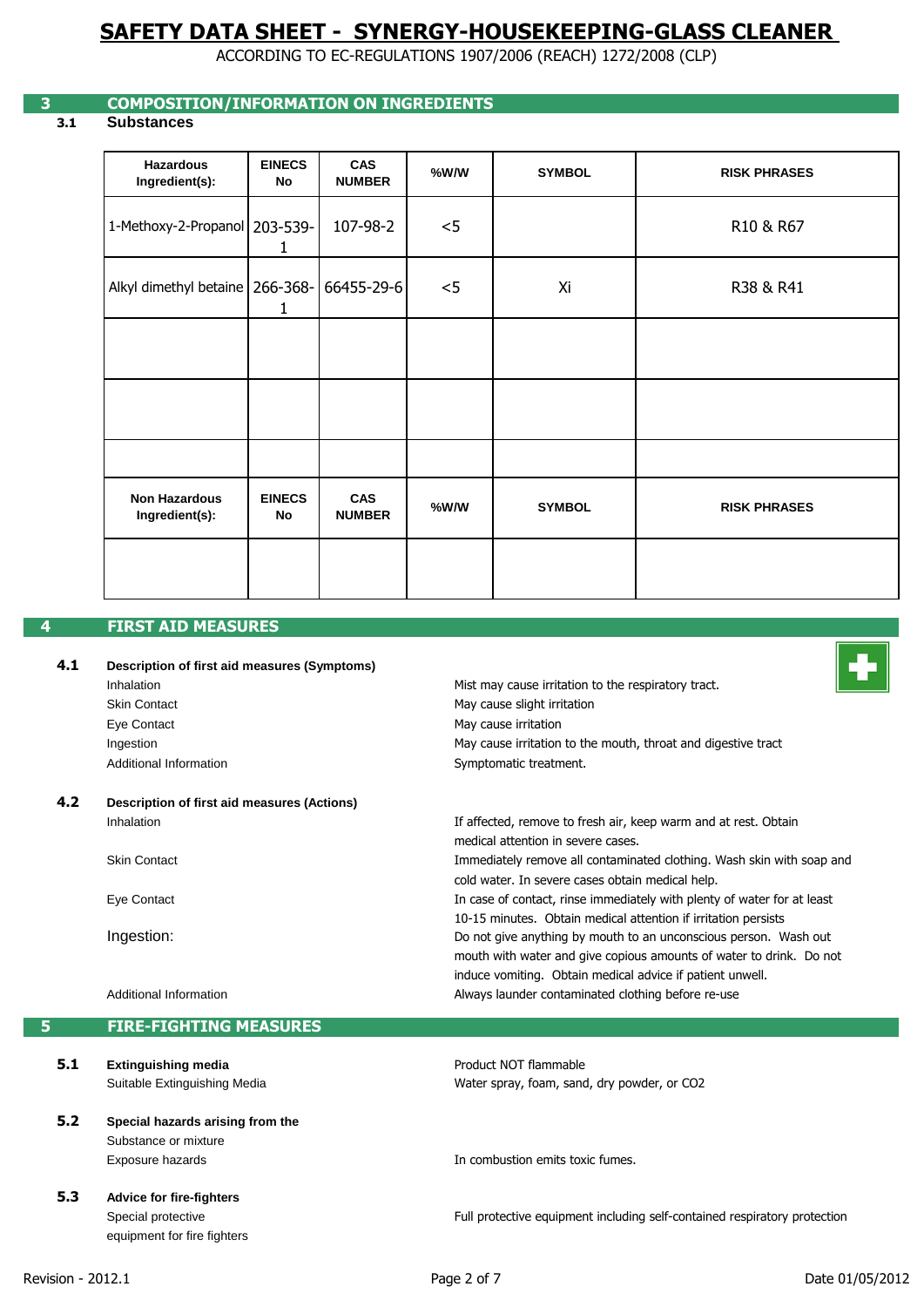# SAFETY DATA SHEET - SYNERGY-HOUSEKEEPING-GLASS CLEANER

ACCORDING TO EC-REGULATIONS 1907/2006 (REACH) 1272/2008 (CLP)

## 3 COMPOSITION/INFORMATION ON INGREDIENTS

### 3.1 Substances

| Hazardous Ingredient(s): | EINECS No | CAS NUMBER | %W/W | SYMBOL | RISK PHRASES |
|---|---|---|---|---|---|
| 1-Methoxy-2-Propanol | 203-539-1 | 107-98-2 | <5 | | R10 & R67 |
| Alkyl dimethyl betaine | 266-368-1 | 66455-29-6 | <5 | Xi | R38 & R41 |
| | | | | | |
| | | | | | |
| | | | | | |

| Non Hazardous Ingredient(s): | EINECS No | CAS NUMBER | %W/W | SYMBOL | RISK PHRASES |
|---|---|---|---|---|---|
| | | | | | |

## 4 FIRST AID MEASURES

### 4.1 Description of first aid measures (Symptoms)

| | |
|---|---|
| Inhalation | Mist may cause irritation to the respiratory tract. |
| Skin Contact | May cause slight irritation |
| Eye Contact | May cause irritation |
| Ingestion | May cause irritation to the mouth, throat and digestive tract |
| Additional Information | Symptomatic treatment. |

### 4.2 Description of first aid measures (Actions)

| | |
|---|---|
| Inhalation | If affected, remove to fresh air, keep warm and at rest. Obtain medical attention in severe cases. |
| Skin Contact | Immediately remove all contaminated clothing. Wash skin with soap and cold water. In severe cases obtain medical help. |
| Eye Contact | In case of contact, rinse immediately with plenty of water for at least 10-15 minutes. Obtain medical attention if irritation persists |
| Ingestion: | Do not give anything by mouth to an unconscious person. Wash out mouth with water and give copious amounts of water to drink. Do not induce vomiting. Obtain medical advice if patient unwell. |
| Additional Information | Always launder contaminated clothing before re-use |

## 5 FIRE-FIGHTING MEASURES

### 5.1 Extinguishing media

| | |
|---|---|
| | Product NOT flammable |
| Suitable Extinguishing Media | Water spray, foam, sand, dry powder, or $CO_2$ |

### 5.2 Special hazards arising from the

| | |
|---|---|
| Substance or mixture | |
| Exposure hazards | In combustion emits toxic fumes. |

### 5.3 Advice for fire-fighters

| | |
|---|---|
| Special protective equipment for fire fighters | Full protective equipment including self-contained respiratory protection |

Revision - 2012.1 | Date 01/05/2012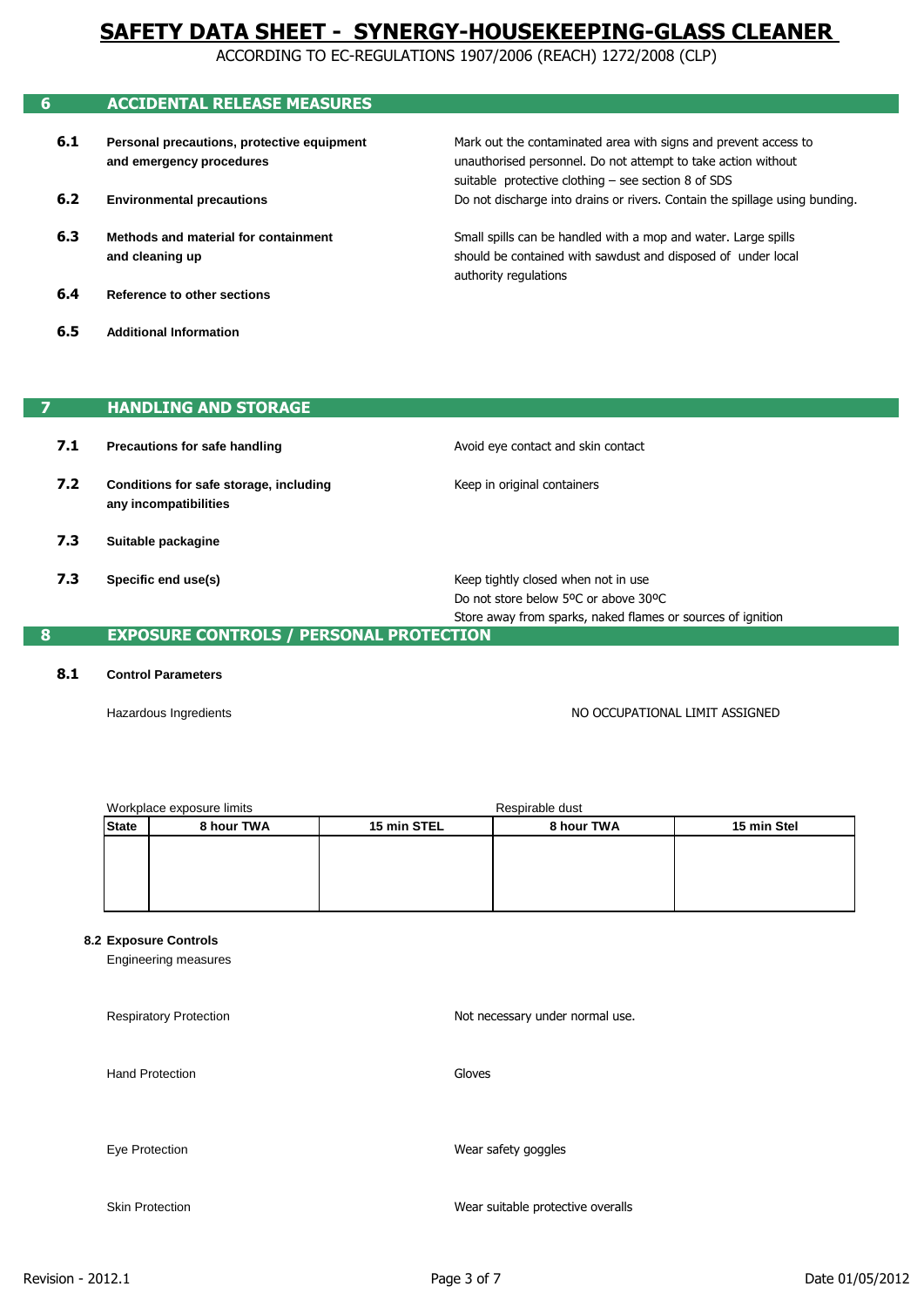# SAFETY DATA SHEET - SYNERGY-HOUSEKEEPING-GLASS CLEANER

ACCORDING TO EC-REGULATIONS 1907/2006 (REACH) 1272/2008 (CLP)

## 6 ACCIDENTAL RELEASE MEASURES

**6.1 Personal precautions, protective equipment and emergency procedures**
Mark out the contaminated area with signs and prevent access to unauthorised personnel. Do not attempt to take action without suitable protective clothing – see section 8 of SDS

**6.2 Environmental precautions**
Do not discharge into drains or rivers. Contain the spillage using bunding.

**6.3 Methods and material for containment and cleaning up**
Small spills can be handled with a mop and water. Large spills should be contained with sawdust and disposed of under local authority regulations

**6.4 Reference to other sections**

**6.5 Additional Information**

## 7 HANDLING AND STORAGE

**7.1 Precautions for safe handling**
Avoid eye contact and skin contact

**7.2 Conditions for safe storage, including any incompatibilities**
Keep in original containers

**7.3 Suitable packagine**

**7.3 Specific end use(s)**
Keep tightly closed when not in use
Do not store below 5ºC or above 30ºC
Store away from sparks, naked flames or sources of ignition

## 8 EXPOSURE CONTROLS / PERSONAL PROTECTION

**8.1 Control Parameters**

Hazardous Ingredients — NO OCCUPATIONAL LIMIT ASSIGNED

| | Workplace exposure limits | | Respirable dust | |
|---|---|---|---|---|
| **State** | **8 hour TWA** | **15 min STEL** | **8 hour TWA** | **15 min Stel** |
| | | | | |

**8.2 Exposure Controls**

Engineering measures

Respiratory Protection — Not necessary under normal use.

Hand Protection — Gloves

Eye Protection — Wear safety goggles

Skin Protection — Wear suitable protective overalls

Revision - 2012.1 — Date 01/05/2012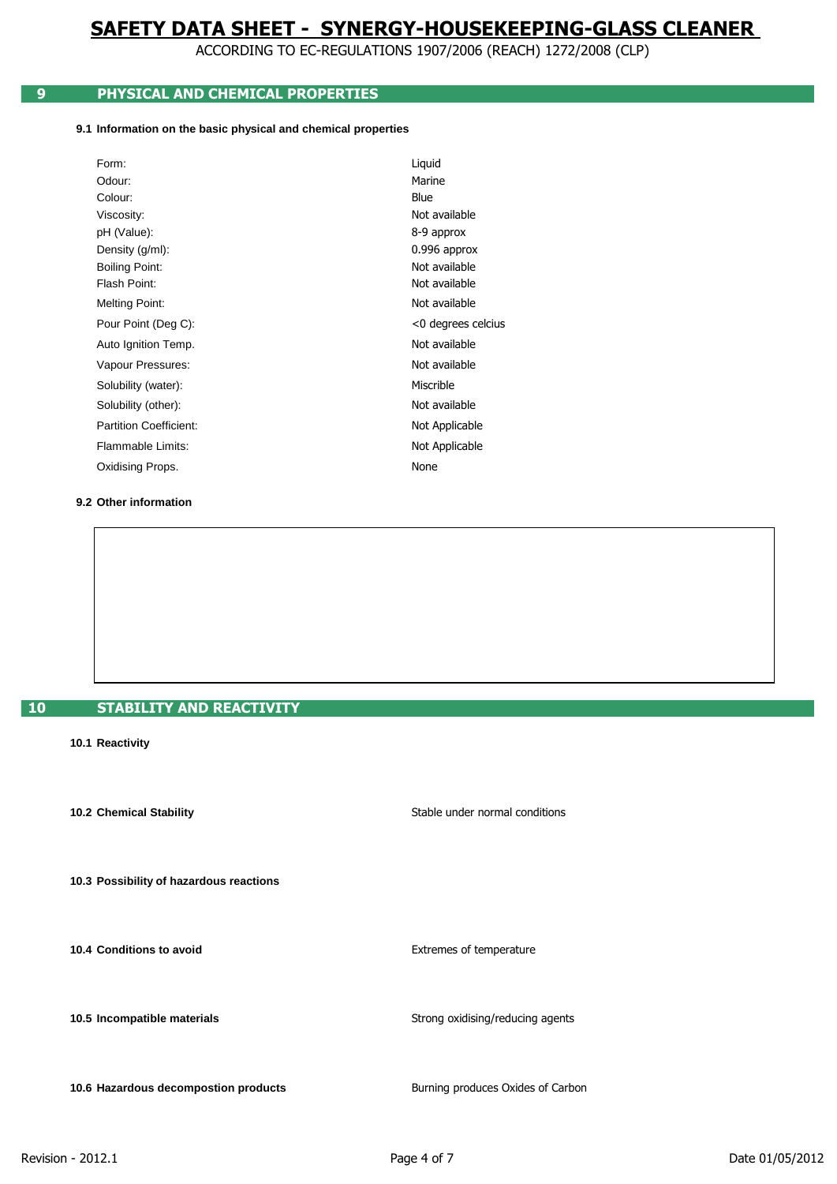## 9 PHYSICAL AND CHEMICAL PROPERTIES

### 9.1 Information on the basic physical and chemical properties

| Property | Value |
| --- | --- |
| Form: | Liquid |
| Odour: | Marine |
| Colour: | Blue |
| Viscosity: | Not available |
| pH (Value): | 8-9 approx |
| Density (g/ml): | 0.996 approx |
| Boiling Point: | Not available |
| Flash Point: | Not available |
| Melting Point: | Not available |
| Pour Point (Deg C): | <0 degrees celcius |
| Auto Ignition Temp. | Not available |
| Vapour Pressures: | Not available |
| Solubility (water): | Miscrible |
| Solubility (other): | Not available |
| Partition Coefficient: | Not Applicable |
| Flammable Limits: | Not Applicable |
| Oxidising Props. | None |

### 9.2 Other information

## 10 STABILITY AND REACTIVITY

**10.1 Reactivity**

**10.2 Chemical Stability** — Stable under normal conditions

**10.3 Possibility of hazardous reactions**

**10.4 Conditions to avoid** — Extremes of temperature

**10.5 Incompatible materials** — Strong oxidising/reducing agents

**10.6 Hazardous decompostion products** — Burning produces Oxides of Carbon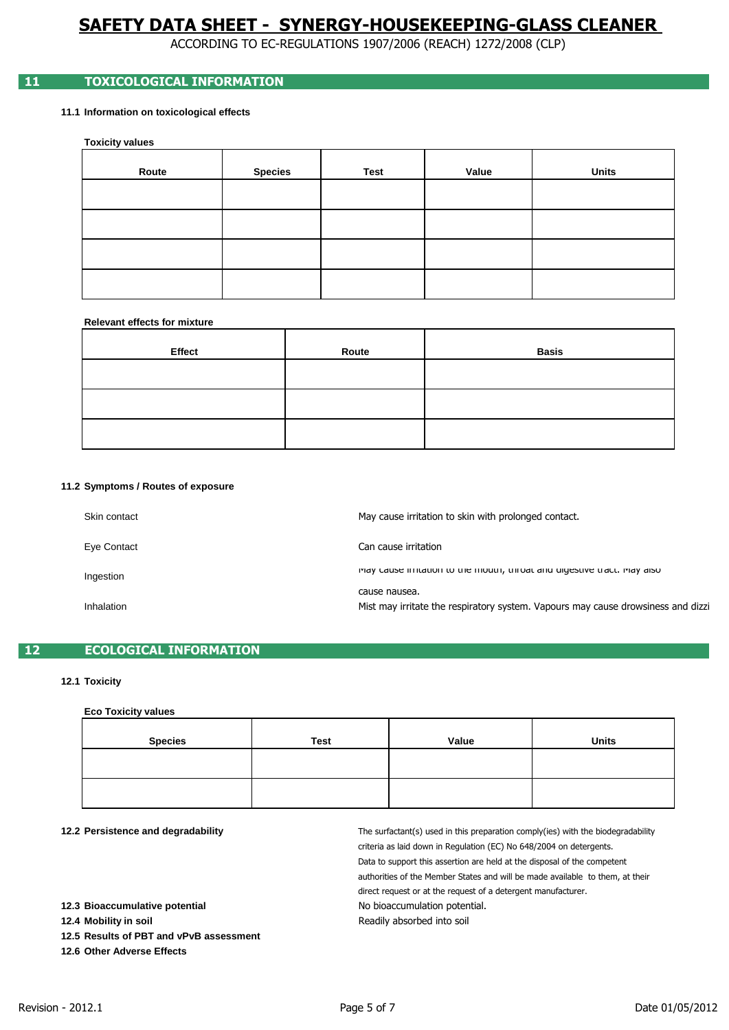# SAFETY DATA SHEET - SYNERGY-HOUSEKEEPING-GLASS CLEANER

ACCORDING TO EC-REGULATIONS 1907/2006 (REACH) 1272/2008 (CLP)

## 11 TOXICOLOGICAL INFORMATION

### 11.1 Information on toxicological effects

**Toxicity values**

| Route | Species | Test | Value | Units |
|---|---|---|---|---|
| | | | | |
| | | | | |
| | | | | |
| | | | | |

**Relevant effects for mixture**

| Effect | Route | Basis |
|---|---|---|
| | | |
| | | |
| | | |

### 11.2 Symptoms / Routes of exposure

| | |
|---|---|
| Skin contact | May cause irritation to skin with prolonged contact. |
| Eye Contact | Can cause irritation |
| Ingestion | May cause irritation to the mouth, throat and digestive tract. May also cause nausea. |
| Inhalation | Mist may irritate the respiratory system. Vapours may cause drowsiness and dizzi |

## 12 ECOLOGICAL INFORMATION

### 12.1 Toxicity

**Eco Toxicity values**

| Species | Test | Value | Units |
|---|---|---|---|
| | | | |
| | | | |

**12.2 Persistence and degradability**

The surfactant(s) used in this preparation comply(ies) with the biodegradability criteria as laid down in Regulation (EC) No 648/2004 on detergents. Data to support this assertion are held at the disposal of the competent authorities of the Member States and will be made available to them, at their direct request or at the request of a detergent manufacturer.

**12.3 Bioaccumulative potential**

No bioaccumulation potential.

**12.4 Mobility in soil**

Readily absorbed into soil

**12.5 Results of PBT and vPvB assessment**

**12.6 Other Adverse Effects**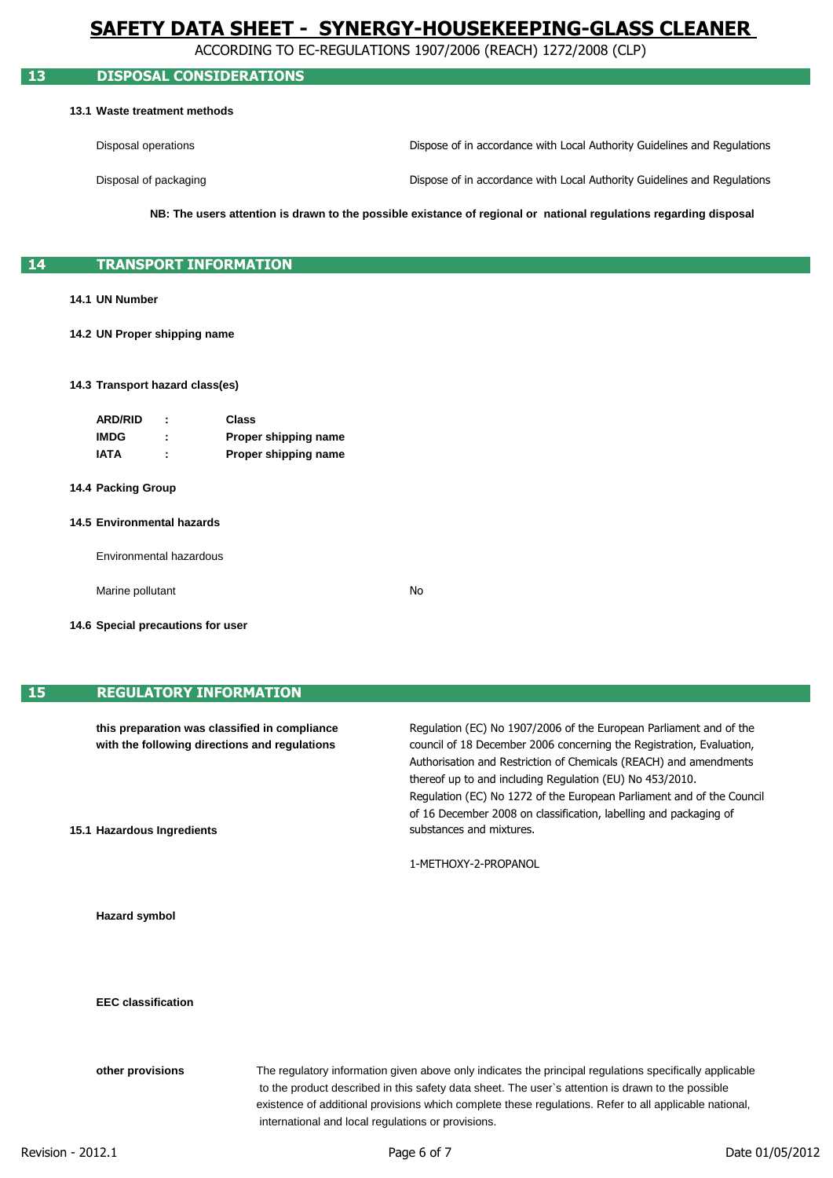## 13 DISPOSAL CONSIDERATIONS

**13.1 Waste treatment methods**

| | |
|---|---|
| Disposal operations | Dispose of in accordance with Local Authority Guidelines and Regulations |
| Disposal of packaging | Dispose of in accordance with Local Authority Guidelines and Regulations |

**NB: The users attention is drawn to the possible existance of regional or national regulations regarding disposal**

## 14 TRANSPORT INFORMATION

**14.1 UN Number**

**14.2 UN Proper shipping name**

**14.3 Transport hazard class(es)**

| | | |
|---|---|---|
| **ARD/RID** | **:** | **Class** |
| **IMDG** | **:** | **Proper shipping name** |
| **IATA** | **:** | **Proper shipping name** |

**14.4 Packing Group**

**14.5 Environmental hazards**

| | |
|---|---|
| Environmental hazardous | |
| Marine pollutant | No |

**14.6 Special precautions for user**

## 15 REGULATORY INFORMATION

**this preparation was classified in compliance with the following directions and regulations**

Regulation (EC) No 1907/2006 of the European Parliament and of the council of 18 December 2006 concerning the Registration, Evaluation, Authorisation and Restriction of Chemicals (REACH) and amendments thereof up to and including Regulation (EU) No 453/2010.
Regulation (EC) No 1272 of the European Parliament and of the Council of 16 December 2008 on classification, labelling and packaging of substances and mixtures.

**15.1 Hazardous Ingredients**

1-METHOXY-2-PROPANOL

**Hazard symbol**

**EEC classification**

**other provisions**

The regulatory information given above only indicates the principal regulations specifically applicable to the product described in this safety data sheet. The user`s attention is drawn to the possible existence of additional provisions which complete these regulations. Refer to all applicable national, international and local regulations or provisions.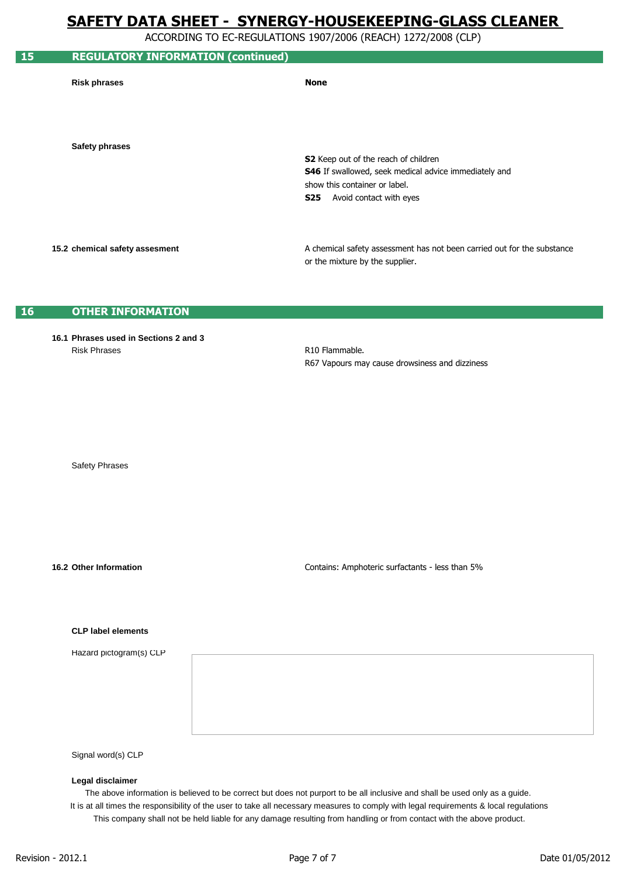## 15 REGULATORY INFORMATION (continued)

**Risk phrases** **None**

**Safety phrases**

**S2** Keep out of the reach of children
**S46** If swallowed, seek medical advice immediately and show this container or label.
**S25** Avoid contact with eyes

**15.2 chemical safety assesment**

A chemical safety assessment has not been carried out for the substance or the mixture by the supplier.

## 16 OTHER INFORMATION

**16.1 Phrases used in Sections 2 and 3**

Risk Phrases

R10 Flammable.
R67 Vapours may cause drowsiness and dizziness

Safety Phrases

**16.2 Other Information**

Contains: Amphoteric surfactants - less than 5%

**CLP label elements**

Hazard pictogram(s) CLP

Signal word(s) CLP

**Legal disclaimer**

The above information is believed to be correct but does not purport to be all inclusive and shall be used only as a guide. It is at all times the responsibility of the user to take all necessary measures to comply with legal requirements & local regulations This company shall not be held liable for any damage resulting from handling or from contact with the above product.

Revision - 2012.1 Date 01/05/2012